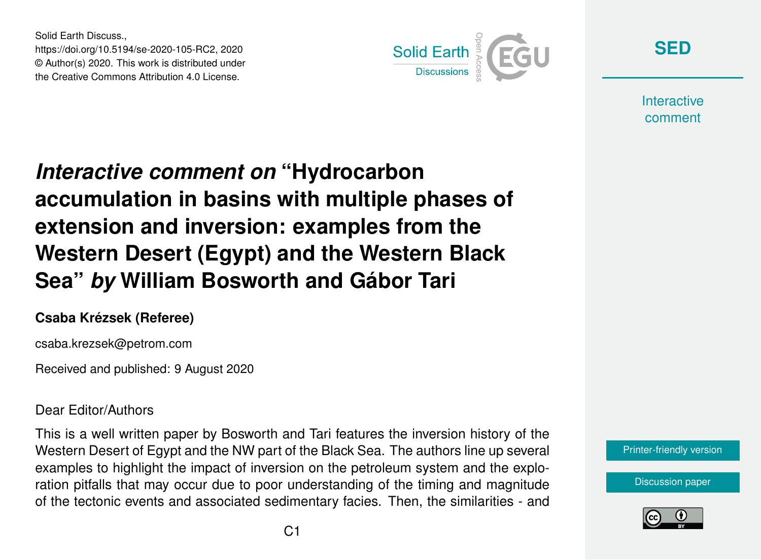Solid Earth Discuss.,
https://doi.org/10.5194/se-2020-105-RC2, 2020
© Author(s) 2020. This work is distributed under
the Creative Commons Attribution 4.0 License.

# *Interactive comment on* "Hydrocarbon accumulation in basins with multiple phases of extension and inversion: examples from the Western Desert (Egypt) and the Western Black Sea" *by* William Bosworth and Gábor Tari

**Csaba Krézsek (Referee)**

csaba.krezsek@petrom.com

Received and published: 9 August 2020

Dear Editor/Authors

This is a well written paper by Bosworth and Tari features the inversion history of the Western Desert of Egypt and the NW part of the Black Sea. The authors line up several examples to highlight the impact of inversion on the petroleum system and the exploration pitfalls that may occur due to poor understanding of the timing and magnitude of the tectonic events and associated sedimentary facies. Then, the similarities - and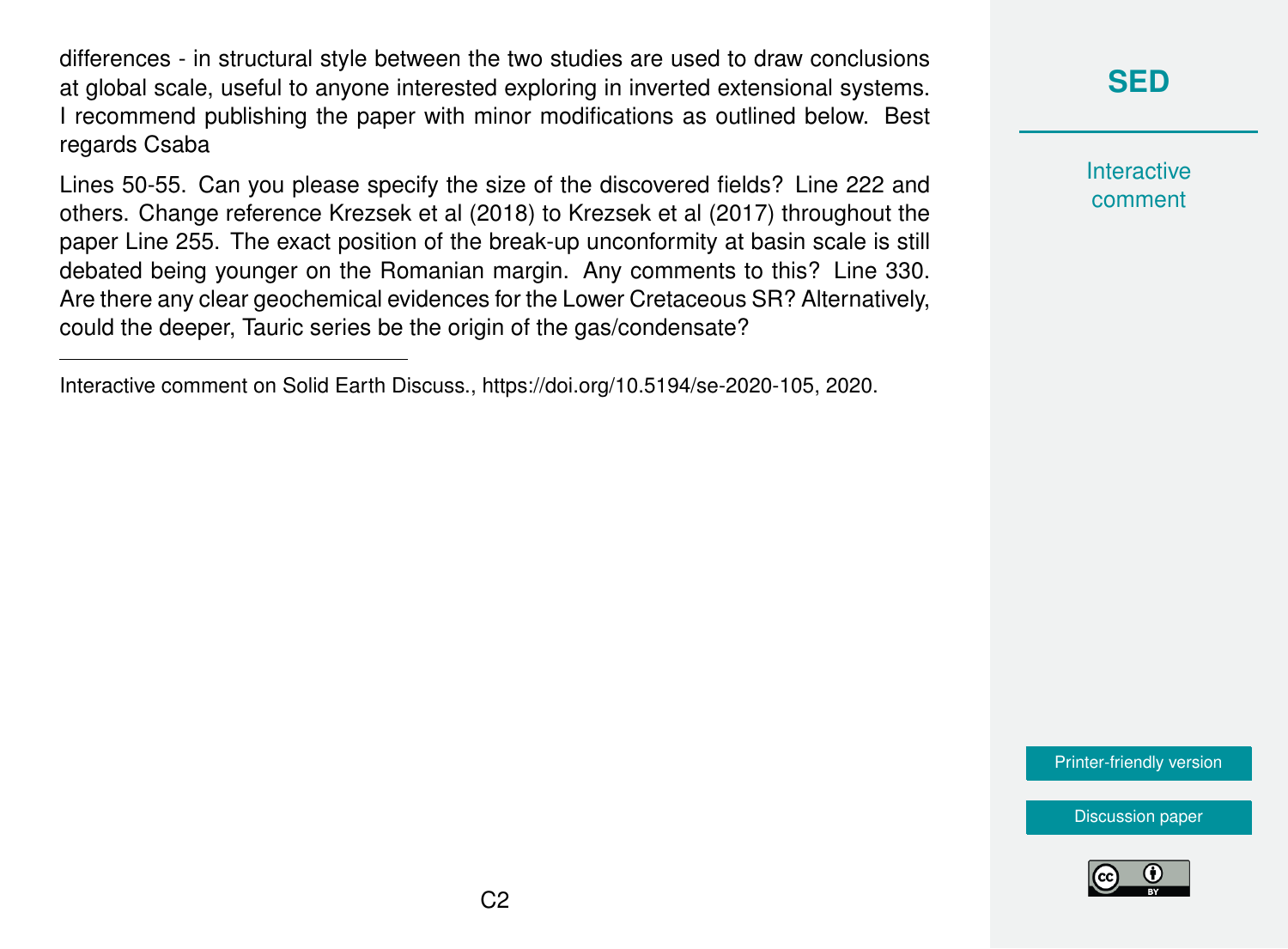differences - in structural style between the two studies are used to draw conclusions at global scale, useful to anyone interested exploring in inverted extensional systems. I recommend publishing the paper with minor modifications as outlined below. Best regards Csaba

Lines 50-55. Can you please specify the size of the discovered fields? Line 222 and others. Change reference Krezsek et al (2018) to Krezsek et al (2017) throughout the paper Line 255. The exact position of the break-up unconformity at basin scale is still debated being younger on the Romanian margin. Any comments to this? Line 330. Are there any clear geochemical evidences for the Lower Cretaceous SR? Alternatively, could the deeper, Tauric series be the origin of the gas/condensate?

---

Interactive comment on Solid Earth Discuss., https://doi.org/10.5194/se-2020-105, 2020.